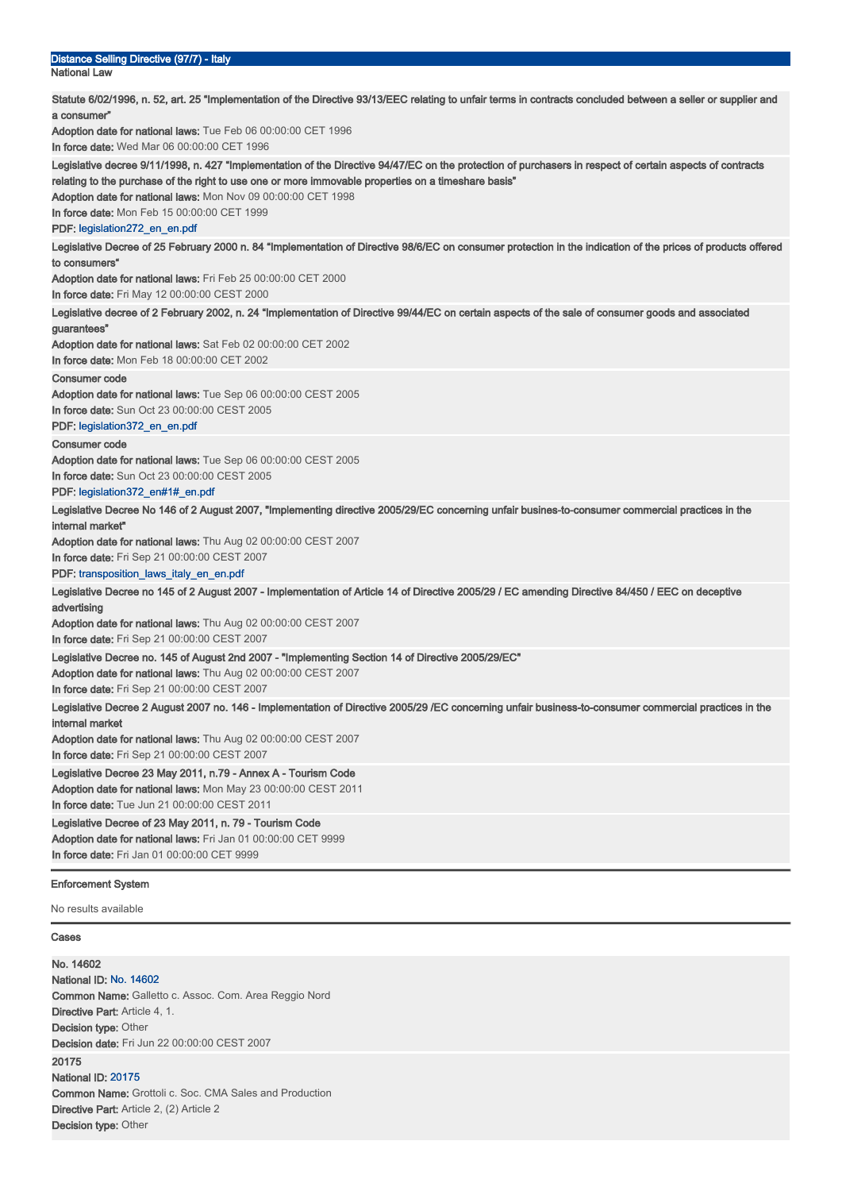## Distance Selling Directive (97/7) - Italy

### National Law

**Statute 6/02/1996, n. 52, art. 25 "Implementation of the Directive 93/13/EEC relating to unfair terms in contracts concluded between a seller or supplier and a consumer"**
**Adoption date for national laws:** Tue Feb 06 00:00:00 CET 1996
**In force date:** Wed Mar 06 00:00:00 CET 1996

**Legislative decree 9/11/1998, n. 427 "Implementation of the Directive 94/47/EC on the protection of purchasers in respect of certain aspects of contracts relating to the purchase of the right to use one or more immovable properties on a timeshare basis"**
**Adoption date for national laws:** Mon Nov 09 00:00:00 CET 1998
**In force date:** Mon Feb 15 00:00:00 CET 1999
**PDF:** legislation272_en_en.pdf

**Legislative Decree of 25 February 2000 n. 84 "Implementation of Directive 98/6/EC on consumer protection in the indication of the prices of products offered to consumers"**
**Adoption date for national laws:** Fri Feb 25 00:00:00 CET 2000
**In force date:** Fri May 12 00:00:00 CEST 2000

**Legislative decree of 2 February 2002, n. 24 "Implementation of Directive 99/44/EC on certain aspects of the sale of consumer goods and associated guarantees"**
**Adoption date for national laws:** Sat Feb 02 00:00:00 CET 2002
**In force date:** Mon Feb 18 00:00:00 CET 2002

**Consumer code**
**Adoption date for national laws:** Tue Sep 06 00:00:00 CEST 2005
**In force date:** Sun Oct 23 00:00:00 CEST 2005
**PDF:** legislation372_en_en.pdf

**Consumer code**
**Adoption date for national laws:** Tue Sep 06 00:00:00 CEST 2005
**In force date:** Sun Oct 23 00:00:00 CEST 2005
**PDF:** legislation372_en#1#_en.pdf

**Legislative Decree No 146 of 2 August 2007, "Implementing directive 2005/29/EC concerning unfair busines-to-consumer commercial practices in the internal market"**
**Adoption date for national laws:** Thu Aug 02 00:00:00 CEST 2007
**In force date:** Fri Sep 21 00:00:00 CEST 2007
**PDF:** transposition_laws_italy_en_en.pdf

**Legislative Decree no 145 of 2 August 2007 - Implementation of Article 14 of Directive 2005/29 / EC amending Directive 84/450 / EEC on deceptive advertising**
**Adoption date for national laws:** Thu Aug 02 00:00:00 CEST 2007
**In force date:** Fri Sep 21 00:00:00 CEST 2007

**Legislative Decree no. 145 of August 2nd 2007 - "Implementing Section 14 of Directive 2005/29/EC"**
**Adoption date for national laws:** Thu Aug 02 00:00:00 CEST 2007
**In force date:** Fri Sep 21 00:00:00 CEST 2007

**Legislative Decree 2 August 2007 no. 146 - Implementation of Directive 2005/29 /EC concerning unfair business-to-consumer commercial practices in the internal market**
**Adoption date for national laws:** Thu Aug 02 00:00:00 CEST 2007
**In force date:** Fri Sep 21 00:00:00 CEST 2007

**Legislative Decree 23 May 2011, n.79 - Annex A - Tourism Code**
**Adoption date for national laws:** Mon May 23 00:00:00 CEST 2011
**In force date:** Tue Jun 21 00:00:00 CEST 2011

**Legislative Decree of 23 May 2011, n. 79 - Tourism Code**
**Adoption date for national laws:** Fri Jan 01 00:00:00 CET 9999
**In force date:** Fri Jan 01 00:00:00 CET 9999

### Enforcement System

No results available

### Cases

**No. 14602**
**National ID:** No. 14602
**Common Name:** Galletto c. Assoc. Com. Area Reggio Nord
**Directive Part:** Article 4, 1.
**Decision type:** Other
**Decision date:** Fri Jun 22 00:00:00 CEST 2007

**20175**
**National ID:** 20175
**Common Name:** Grottoli c. Soc. CMA Sales and Production
**Directive Part:** Article 2, (2) Article 2
**Decision type:** Other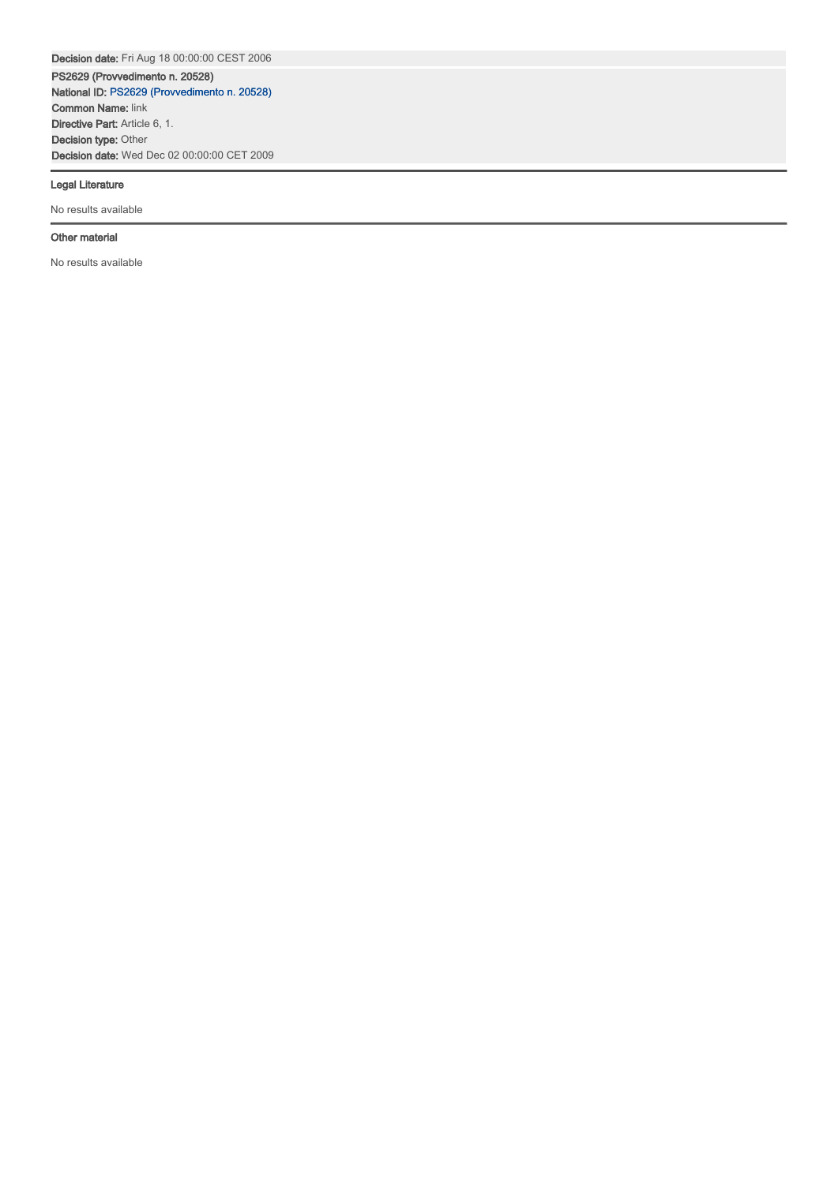**Decision date:** Fri Aug 18 00:00:00 CEST 2006

**PS2629 (Provvedimento n. 20528)**
**National ID:** PS2629 (Provvedimento n. 20528)
**Common Name:** link
**Directive Part:** Article 6, 1.
**Decision type:** Other
**Decision date:** Wed Dec 02 00:00:00 CET 2009

---

### Legal Literature

No results available

---

### Other material

No results available